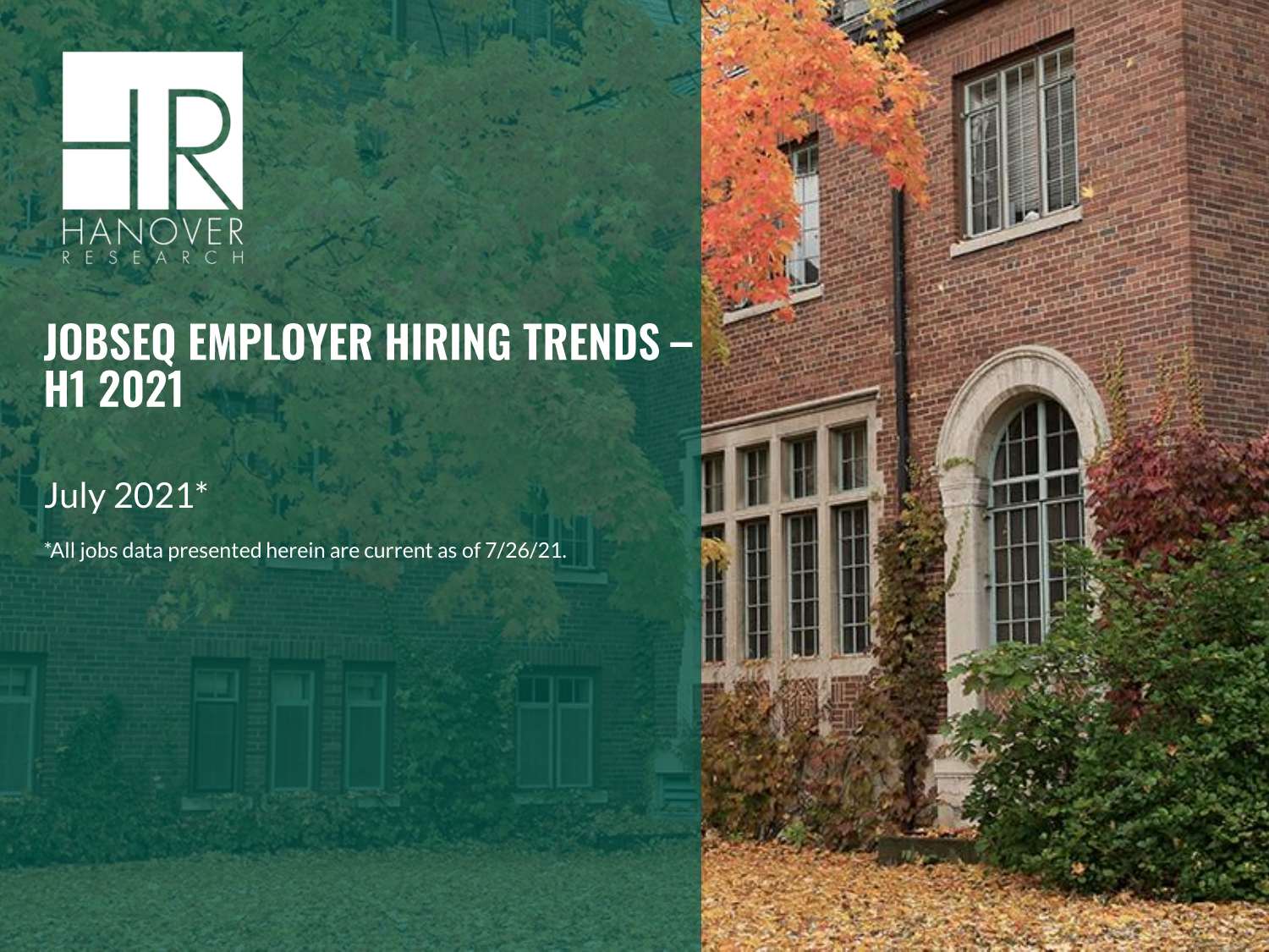HANOVER RESEARCH

# JOBSEQ EMPLOYER HIRING TRENDS – H1 2021

July 2021*

*All jobs data presented herein are current as of 7/26/21.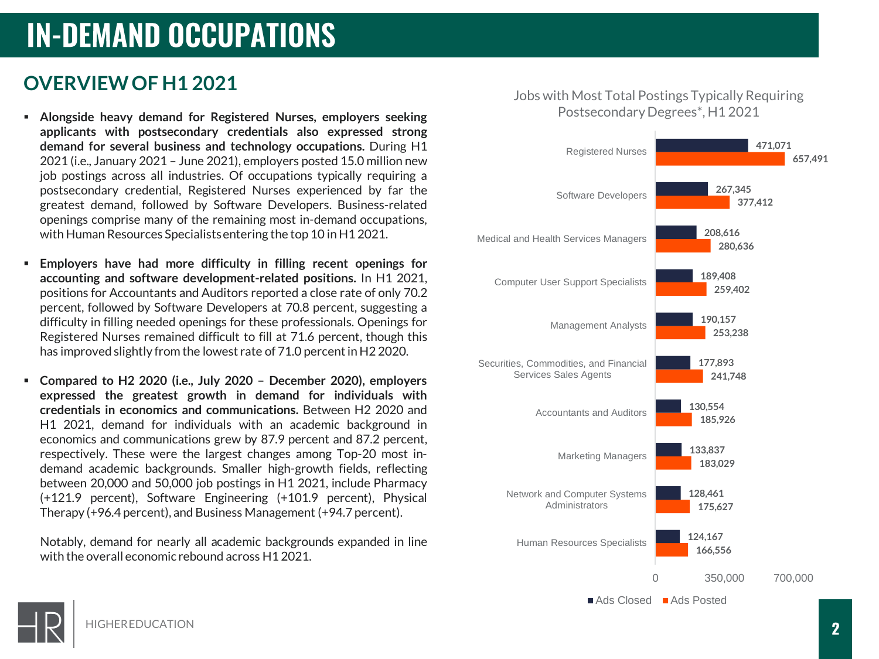# IN-DEMAND OCCUPATIONS

## OVERVIEW OF H1 2021

- **Alongside heavy demand for Registered Nurses, employers seeking applicants with postsecondary credentials also expressed strong demand for several business and technology occupations.** During H1 2021 (i.e., January 2021 – June 2021), employers posted 15.0 million new job postings across all industries. Of occupations typically requiring a postsecondary credential, Registered Nurses experienced by far the greatest demand, followed by Software Developers. Business-related openings comprise many of the remaining most in-demand occupations, with Human Resources Specialists entering the top 10 in H1 2021.

- **Employers have had more difficulty in filling recent openings for accounting and software development-related positions.** In H1 2021, positions for Accountants and Auditors reported a close rate of only 70.2 percent, followed by Software Developers at 70.8 percent, suggesting a difficulty in filling needed openings for these professionals. Openings for Registered Nurses remained difficult to fill at 71.6 percent, though this has improved slightly from the lowest rate of 71.0 percent in H2 2020.

- **Compared to H2 2020 (i.e., July 2020 – December 2020), employers expressed the greatest growth in demand for individuals with credentials in economics and communications.** Between H2 2020 and H1 2021, demand for individuals with an academic background in economics and communications grew by 87.9 percent and 87.2 percent, respectively. These were the largest changes among Top-20 most in-demand academic backgrounds. Smaller high-growth fields, reflecting between 20,000 and 50,000 job postings in H1 2021, include Pharmacy (+121.9 percent), Software Engineering (+101.9 percent), Physical Therapy (+96.4 percent), and Business Management (+94.7 percent).

  Notably, demand for nearly all academic backgrounds expanded in line with the overall economic rebound across H1 2021.

**Jobs with Most Total Postings Typically Requiring Postsecondary Degrees*, H1 2021**

| Occupation | Ads Closed | Ads Posted |
|---|---|---|
| Registered Nurses | 471,071 | 657,491 |
| Software Developers | 267,345 | 377,412 |
| Medical and Health Services Managers | 208,616 | 280,636 |
| Computer User Support Specialists | 189,408 | 259,402 |
| Management Analysts | 190,157 | 253,238 |
| Securities, Commodities, and Financial Services Sales Agents | 177,893 | 241,748 |
| Accountants and Auditors | 130,554 | 185,926 |
| Marketing Managers | 133,837 | 183,029 |
| Network and Computer Systems Administrators | 128,461 | 175,627 |
| Human Resources Specialists | 124,167 | 166,556 |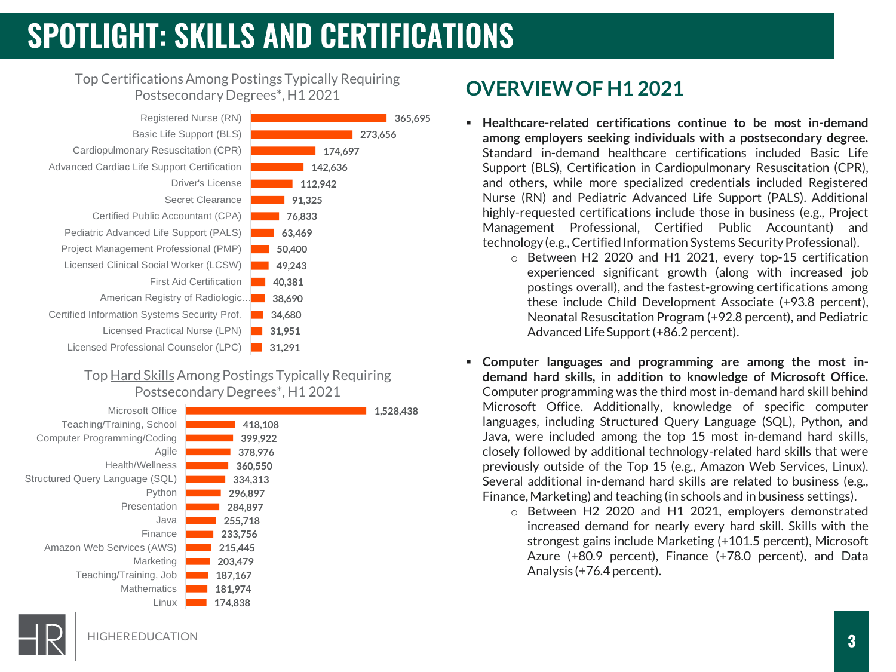# SPOTLIGHT: SKILLS AND CERTIFICATIONS

Top Certifications Among Postings Typically Requiring Postsecondary Degrees*, H1 2021

| Certification | Postings |
|---|---|
| Registered Nurse (RN) | 365,695 |
| Basic Life Support (BLS) | 273,656 |
| Cardiopulmonary Resuscitation (CPR) | 174,697 |
| Advanced Cardiac Life Support Certification | 142,636 |
| Driver's License | 112,942 |
| Secret Clearance | 91,325 |
| Certified Public Accountant (CPA) | 76,833 |
| Pediatric Advanced Life Support (PALS) | 63,469 |
| Project Management Professional (PMP) | 50,400 |
| Licensed Clinical Social Worker (LCSW) | 49,243 |
| First Aid Certification | 40,381 |
| American Registry of Radiologic... | 38,690 |
| Certified Information Systems Security Prof. | 34,680 |
| Licensed Practical Nurse (LPN) | 31,951 |
| Licensed Professional Counselor (LPC) | 31,291 |

Top Hard Skills Among Postings Typically Requiring Postsecondary Degrees*, H1 2021

| Hard Skill | Postings |
|---|---|
| Microsoft Office | 1,528,438 |
| Teaching/Training, School | 418,108 |
| Computer Programming/Coding | 399,922 |
| Agile | 378,976 |
| Health/Wellness | 360,550 |
| Structured Query Language (SQL) | 334,313 |
| Python | 296,897 |
| Presentation | 284,897 |
| Java | 255,718 |
| Finance | 233,756 |
| Amazon Web Services (AWS) | 215,445 |
| Marketing | 203,479 |
| Teaching/Training, Job | 187,167 |
| Mathematics | 181,974 |
| Linux | 174,838 |

## OVERVIEW OF H1 2021

- **Healthcare-related certifications continue to be most in-demand among employers seeking individuals with a postsecondary degree.** Standard in-demand healthcare certifications included Basic Life Support (BLS), Certification in Cardiopulmonary Resuscitation (CPR), and others, while more specialized credentials included Registered Nurse (RN) and Pediatric Advanced Life Support (PALS). Additional highly-requested certifications include those in business (e.g., Project Management Professional, Certified Public Accountant) and technology (e.g., Certified Information Systems Security Professional).
  - Between H2 2020 and H1 2021, every top-15 certification experienced significant growth (along with increased job postings overall), and the fastest-growing certifications among these include Child Development Associate (+93.8 percent), Neonatal Resuscitation Program (+92.8 percent), and Pediatric Advanced Life Support (+86.2 percent).

- **Computer languages and programming are among the most in-demand hard skills, in addition to knowledge of Microsoft Office.** Computer programming was the third most in-demand hard skill behind Microsoft Office. Additionally, knowledge of specific computer languages, including Structured Query Language (SQL), Python, and Java, were included among the top 15 most in-demand hard skills, closely followed by additional technology-related hard skills that were previously outside of the Top 15 (e.g., Amazon Web Services, Linux). Several additional in-demand hard skills are related to business (e.g., Finance, Marketing) and teaching (in schools and in business settings).
  - Between H2 2020 and H1 2021, employers demonstrated increased demand for nearly every hard skill. Skills with the strongest gains include Marketing (+101.5 percent), Microsoft Azure (+80.9 percent), Finance (+78.0 percent), and Data Analysis (+76.4 percent).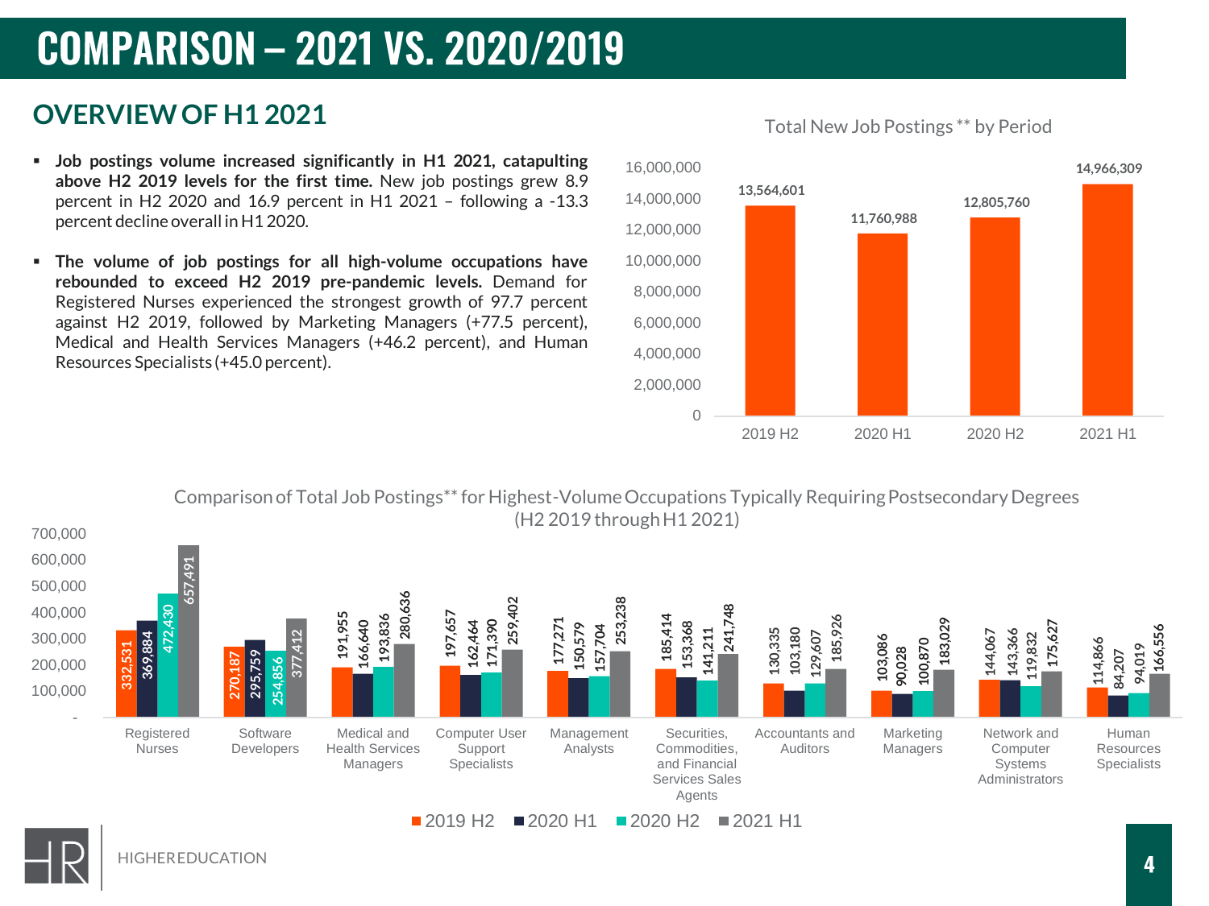# COMPARISON – 2021 VS. 2020/2019

## OVERVIEW OF H1 2021

- **Job postings volume increased significantly in H1 2021, catapulting above H2 2019 levels for the first time.** New job postings grew 8.9 percent in H2 2020 and 16.9 percent in H1 2021 – following a -13.3 percent decline overall in H1 2020.
- **The volume of job postings for all high-volume occupations have rebounded to exceed H2 2019 pre-pandemic levels.** Demand for Registered Nurses experienced the strongest growth of 97.7 percent against H2 2019, followed by Marketing Managers (+77.5 percent), Medical and Health Services Managers (+46.2 percent), and Human Resources Specialists (+45.0 percent).

Total New Job Postings ** by Period

| Period | Total New Job Postings |
|---|---|
| 2019 H2 | 13,564,601 |
| 2020 H1 | 11,760,988 |
| 2020 H2 | 12,805,760 |
| 2021 H1 | 14,966,309 |

Comparison of Total Job Postings** for Highest-Volume Occupations Typically Requiring Postsecondary Degrees (H2 2019 through H1 2021)

| Occupation | 2019 H2 | 2020 H1 | 2020 H2 | 2021 H1 |
|---|---|---|---|---|
| Registered Nurses | 332,531 | 369,884 | 472,430 | 657,491 |
| Software Developers | 270,187 | 295,759 | 254,856 | 377,412 |
| Medical and Health Services Managers | 191,955 | 166,640 | 193,836 | 280,636 |
| Computer User Support Specialists | 197,657 | 162,464 | 171,390 | 259,402 |
| Management Analysts | 177,271 | 150,579 | 157,704 | 253,238 |
| Securities, Commodities, and Financial Services Sales Agents | 185,414 | 153,368 | 141,211 | 241,748 |
| Accountants and Auditors | 130,335 | 103,180 | 129,607 | 185,926 |
| Marketing Managers | 103,086 | 90,028 | 100,870 | 183,029 |
| Network and Computer Systems Administrators | 144,067 | 143,366 | 119,832 | 175,627 |
| Human Resources Specialists | 114,866 | 84,207 | 94,019 | 166,556 |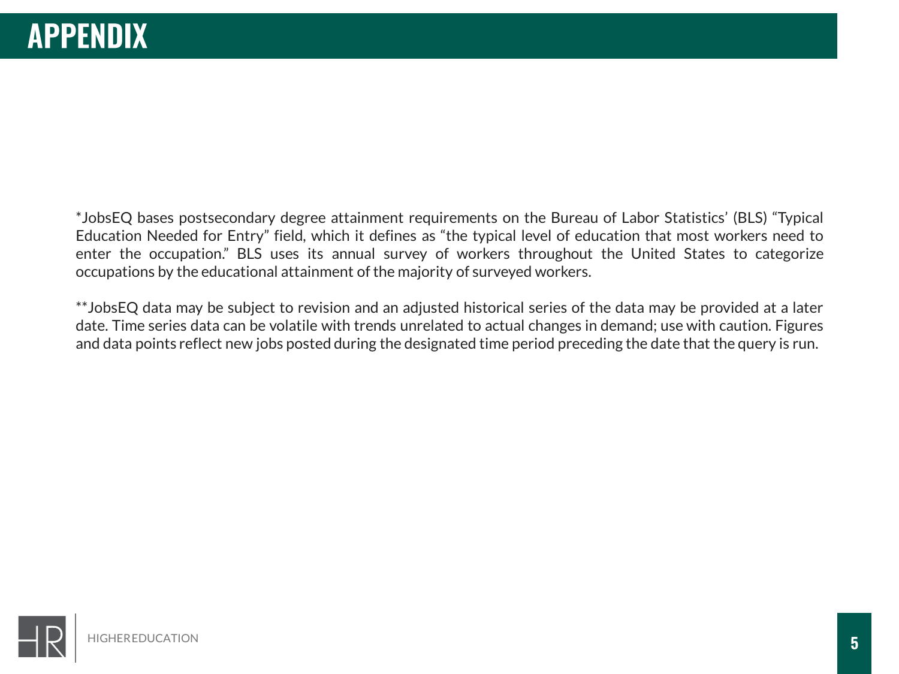# APPENDIX

*JobsEQ bases postsecondary degree attainment requirements on the Bureau of Labor Statistics' (BLS) "Typical Education Needed for Entry" field, which it defines as "the typical level of education that most workers need to enter the occupation." BLS uses its annual survey of workers throughout the United States to categorize occupations by the educational attainment of the majority of surveyed workers.

**JobsEQ data may be subject to revision and an adjusted historical series of the data may be provided at a later date. Time series data can be volatile with trends unrelated to actual changes in demand; use with caution. Figures and data points reflect new jobs posted during the designated time period preceding the date that the query is run.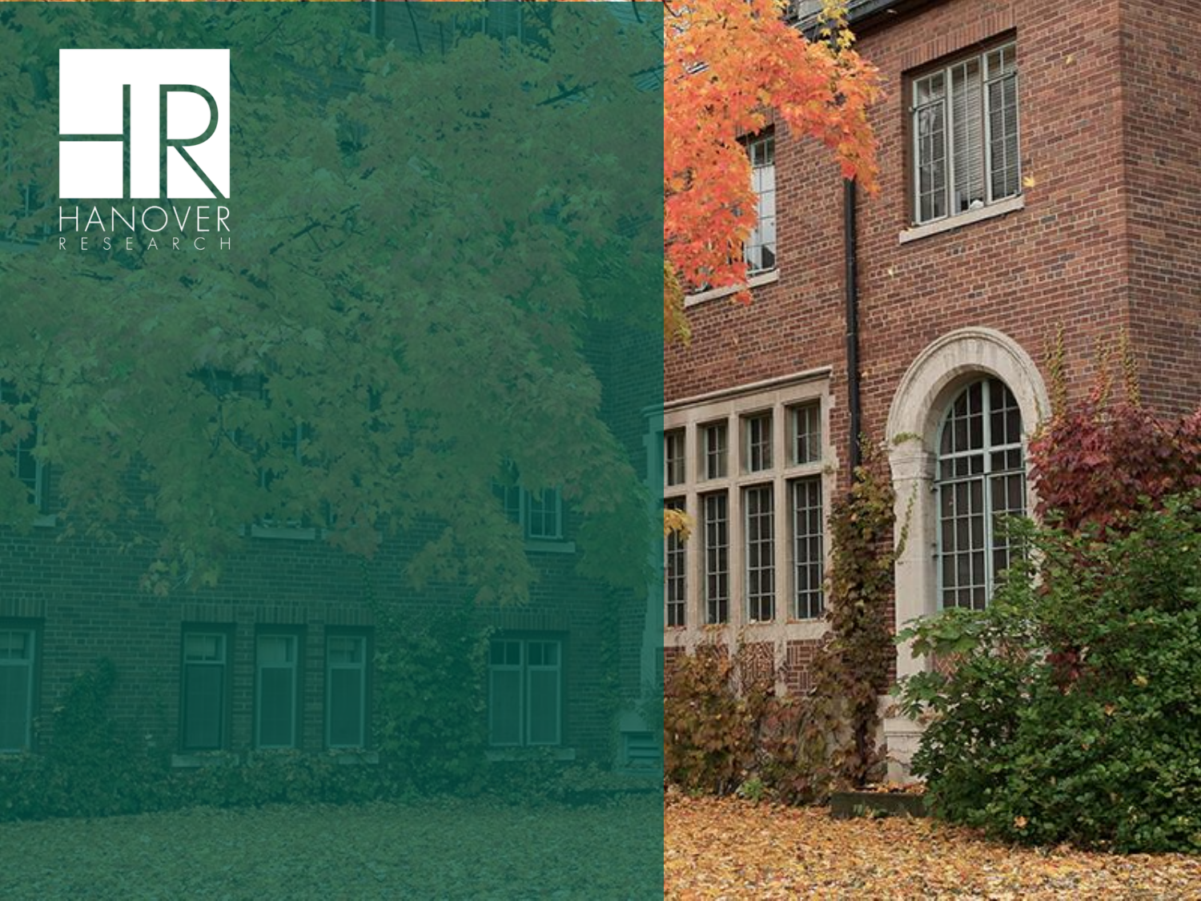HANOVER

RESEARCH